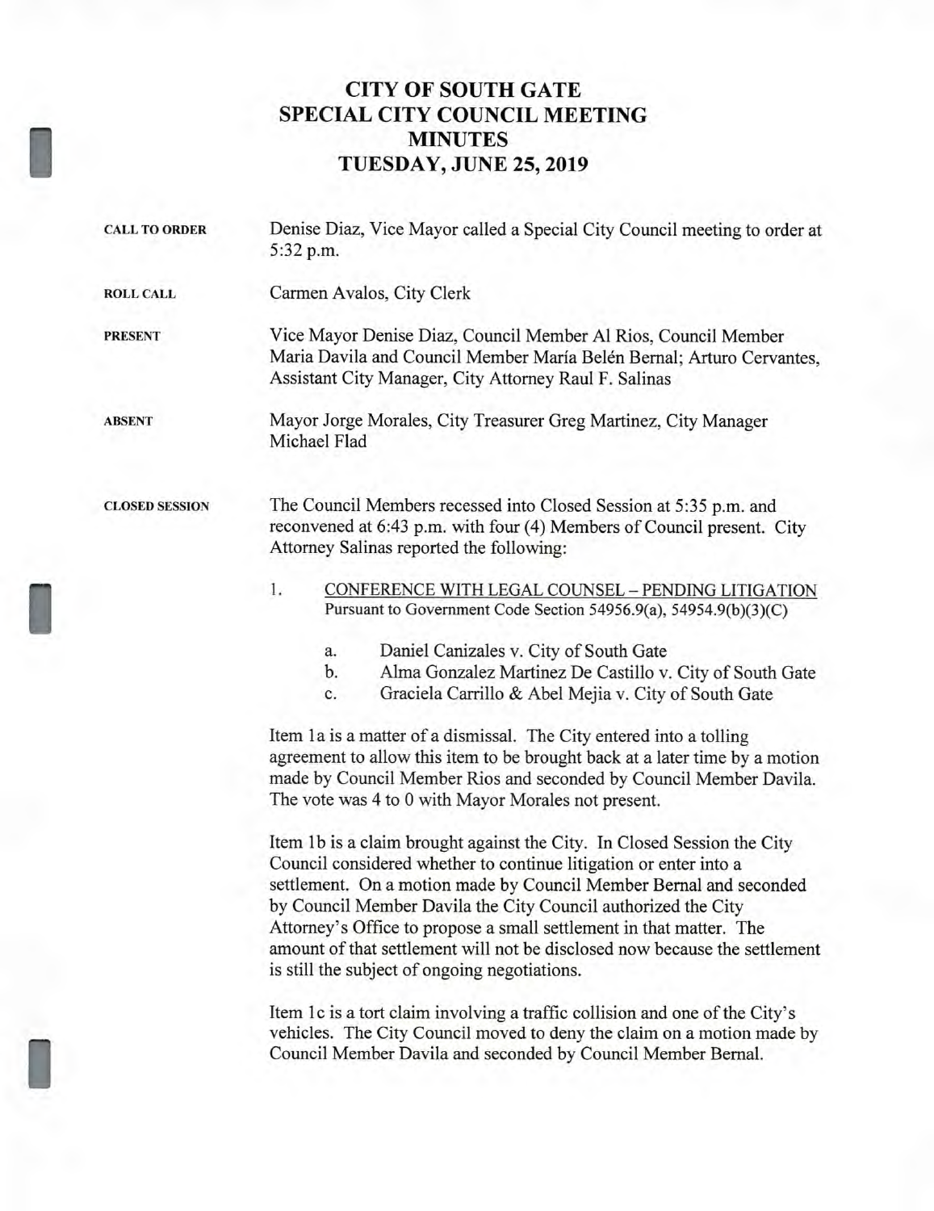# CITY OF SOUTH GATE
# SPECIAL CITY COUNCIL MEETING
# MINUTES
# TUESDAY, JUNE 25, 2019

**CALL TO ORDER**

Denise Diaz, Vice Mayor called a Special City Council meeting to order at 5:32 p.m.

**ROLL CALL**

Carmen Avalos, City Clerk

**PRESENT**

Vice Mayor Denise Diaz, Council Member Al Rios, Council Member Maria Davila and Council Member María Belén Bernal; Arturo Cervantes, Assistant City Manager, City Attorney Raul F. Salinas

**ABSENT**

Mayor Jorge Morales, City Treasurer Greg Martinez, City Manager Michael Flad

**CLOSED SESSION**

The Council Members recessed into Closed Session at 5:35 p.m. and reconvened at 6:43 p.m. with four (4) Members of Council present. City Attorney Salinas reported the following:

1. CONFERENCE WITH LEGAL COUNSEL – PENDING LITIGATION
   Pursuant to Government Code Section 54956.9(a), 54954.9(b)(3)(C)

   a. Daniel Canizales v. City of South Gate
   b. Alma Gonzalez Martinez De Castillo v. City of South Gate
   c. Graciela Carrillo & Abel Mejia v. City of South Gate

Item 1a is a matter of a dismissal. The City entered into a tolling agreement to allow this item to be brought back at a later time by a motion made by Council Member Rios and seconded by Council Member Davila. The vote was 4 to 0 with Mayor Morales not present.

Item 1b is a claim brought against the City. In Closed Session the City Council considered whether to continue litigation or enter into a settlement. On a motion made by Council Member Bernal and seconded by Council Member Davila the City Council authorized the City Attorney's Office to propose a small settlement in that matter. The amount of that settlement will not be disclosed now because the settlement is still the subject of ongoing negotiations.

Item 1c is a tort claim involving a traffic collision and one of the City's vehicles. The City Council moved to deny the claim on a motion made by Council Member Davila and seconded by Council Member Bernal.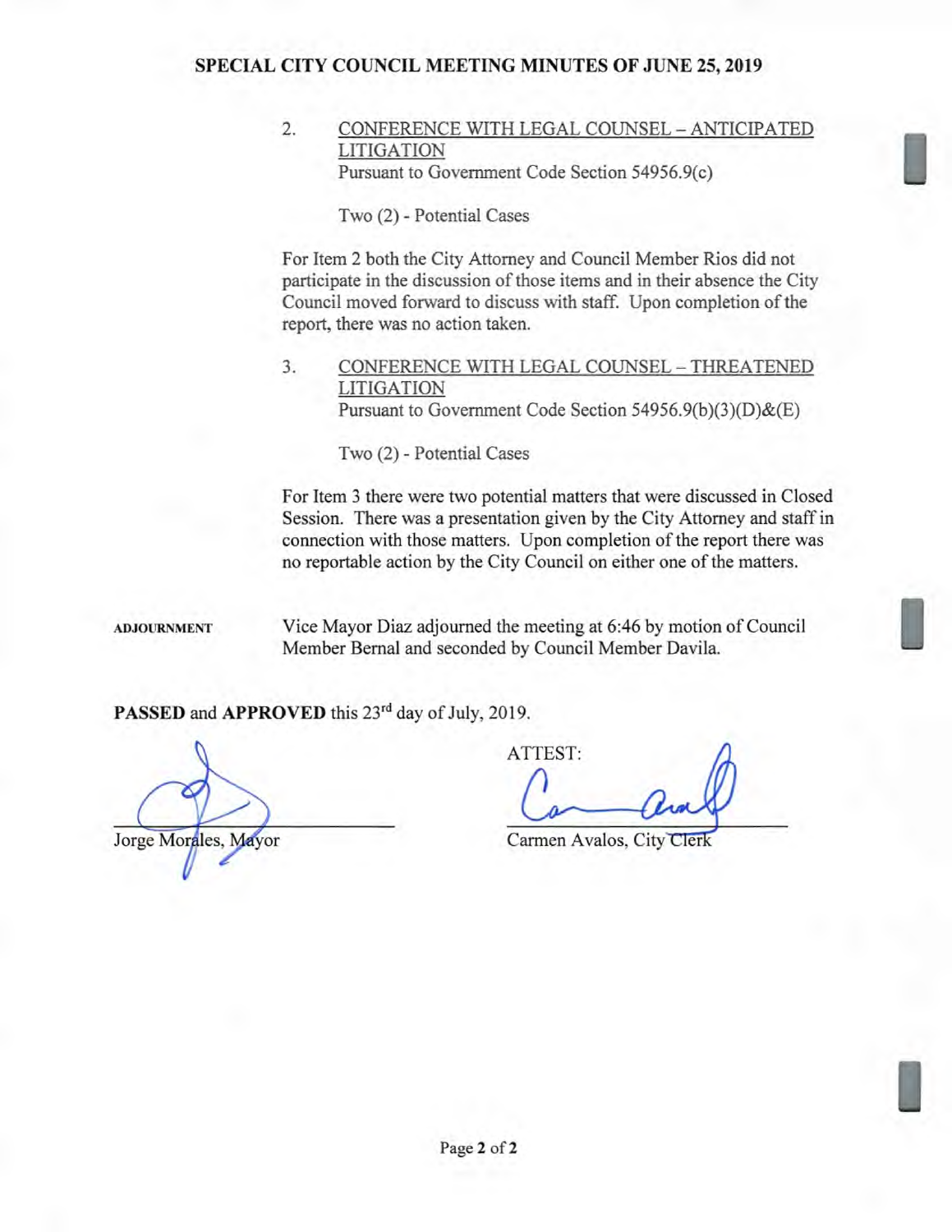2. CONFERENCE WITH LEGAL COUNSEL – ANTICIPATED LITIGATION
   Pursuant to Government Code Section 54956.9(c)

   Two (2) - Potential Cases

For Item 2 both the City Attorney and Council Member Rios did not participate in the discussion of those items and in their absence the City Council moved forward to discuss with staff. Upon completion of the report, there was no action taken.

3. CONFERENCE WITH LEGAL COUNSEL – THREATENED LITIGATION
   Pursuant to Government Code Section 54956.9(b)(3)(D)&(E)

   Two (2) - Potential Cases

For Item 3 there were two potential matters that were discussed in Closed Session. There was a presentation given by the City Attorney and staff in connection with those matters. Upon completion of the report there was no reportable action by the City Council on either one of the matters.

**ADJOURNMENT** Vice Mayor Diaz adjourned the meeting at 6:46 by motion of Council Member Bernal and seconded by Council Member Davila.

**PASSED** and **APPROVED** this 23rd day of July, 2019.

Jorge Morales, Mayor

ATTEST:

Carmen Avalos, City Clerk